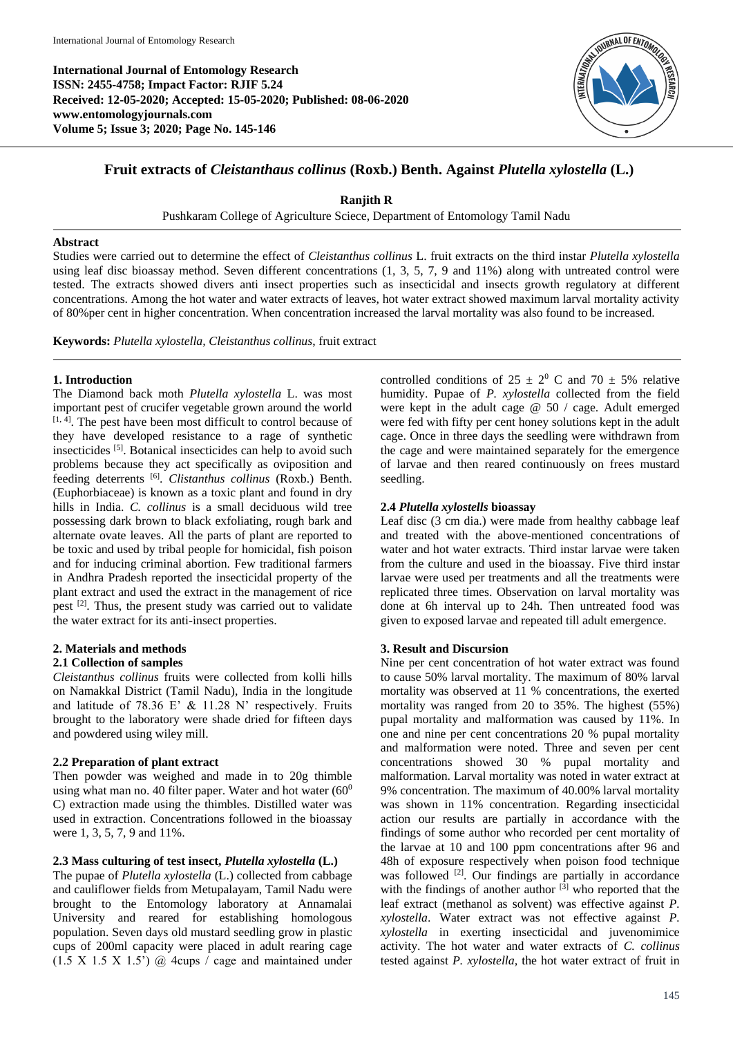**International Journal of Entomology Research**
**ISSN: 2455-4758; Impact Factor: RJIF 5.24**
**Received: 12-05-2020; Accepted: 15-05-2020; Published: 08-06-2020**
**www.entomologyjournals.com**
**Volume 5; Issue 3; 2020; Page No. 145-146**

# Fruit extracts of *Cleistanthaus collinus* (Roxb.) Benth. Against *Plutella xylostella* (L.)

**Ranjith R**

Pushkaram College of Agriculture Sciece, Department of Entomology Tamil Nadu

**Abstract**

Studies were carried out to determine the effect of *Cleistanthus collinus* L. fruit extracts on the third instar *Plutella xylostella* using leaf disc bioassay method. Seven different concentrations (1, 3, 5, 7, 9 and 11%) along with untreated control were tested. The extracts showed divers anti insect properties such as insecticidal and insects growth regulatory at different concentrations. Among the hot water and water extracts of leaves, hot water extract showed maximum larval mortality activity of 80%per cent in higher concentration. When concentration increased the larval mortality was also found to be increased.

**Keywords:** *Plutella xylostella, Cleistanthus collinus*, fruit extract

## 1. Introduction

The Diamond back moth *Plutella xylostella* L. was most important pest of crucifer vegetable grown around the world [1, 4]. The pest have been most difficult to control because of they have developed resistance to a rage of synthetic insecticides [5]. Botanical insecticides can help to avoid such problems because they act specifically as oviposition and feeding deterrents [6]. *Clistanthus collinus* (Roxb.) Benth. (Euphorbiaceae) is known as a toxic plant and found in dry hills in India. *C. collinus* is a small deciduous wild tree possessing dark brown to black exfoliating, rough bark and alternate ovate leaves. All the parts of plant are reported to be toxic and used by tribal people for homicidal, fish poison and for inducing criminal abortion. Few traditional farmers in Andhra Pradesh reported the insecticidal property of the plant extract and used the extract in the management of rice pest [2]. Thus, the present study was carried out to validate the water extract for its anti-insect properties.

## 2. Materials and methods

### 2.1 Collection of samples

*Cleistanthus collinus* fruits were collected from kolli hills on Namakkal District (Tamil Nadu), India in the longitude and latitude of 78.36 E' & 11.28 N' respectively. Fruits brought to the laboratory were shade dried for fifteen days and powdered using wiley mill.

### 2.2 Preparation of plant extract

Then powder was weighed and made in to 20g thimble using what man no. 40 filter paper. Water and hot water ($60^0$ C) extraction made using the thimbles. Distilled water was used in extraction. Concentrations followed in the bioassay were 1, 3, 5, 7, 9 and 11%.

### 2.3 Mass culturing of test insect, *Plutella xylostella* (L.)

The pupae of *Plutella xylostella* (L.) collected from cabbage and cauliflower fields from Metupalayam, Tamil Nadu were brought to the Entomology laboratory at Annamalai University and reared for establishing homologous population. Seven days old mustard seedling grow in plastic cups of 200ml capacity were placed in adult rearing cage (1.5 X 1.5 X 1.5') @ 4cups / cage and maintained under controlled conditions of $25 \pm 2^0$ C and $70 \pm 5\%$ relative humidity. Pupae of *P. xylostella* collected from the field were kept in the adult cage @ 50 / cage. Adult emerged were fed with fifty per cent honey solutions kept in the adult cage. Once in three days the seedling were withdrawn from the cage and were maintained separately for the emergence of larvae and then reared continuously on frees mustard seedling.

### 2.4 *Plutella xylostells* bioassay

Leaf disc (3 cm dia.) were made from healthy cabbage leaf and treated with the above-mentioned concentrations of water and hot water extracts. Third instar larvae were taken from the culture and used in the bioassay. Five third instar larvae were used per treatments and all the treatments were replicated three times. Observation on larval mortality was done at 6h interval up to 24h. Then untreated food was given to exposed larvae and repeated till adult emergence.

## 3. Result and Discursion

Nine per cent concentration of hot water extract was found to cause 50% larval mortality. The maximum of 80% larval mortality was observed at 11 % concentrations, the exerted mortality was ranged from 20 to 35%. The highest (55%) pupal mortality and malformation was caused by 11%. In one and nine per cent concentrations 20 % pupal mortality and malformation were noted. Three and seven per cent concentrations showed 30 % pupal mortality and malformation. Larval mortality was noted in water extract at 9% concentration. The maximum of 40.00% larval mortality was shown in 11% concentration. Regarding insecticidal action our results are partially in accordance with the findings of some author who recorded per cent mortality of the larvae at 10 and 100 ppm concentrations after 96 and 48h of exposure respectively when poison food technique was followed [2]. Our findings are partially in accordance with the findings of another author [3] who reported that the leaf extract (methanol as solvent) was effective against *P. xylostella*. Water extract was not effective against *P. xylostella* in exerting insecticidal and juvenomimice activity. The hot water and water extracts of *C. collinus* tested against *P. xylostella*, the hot water extract of fruit in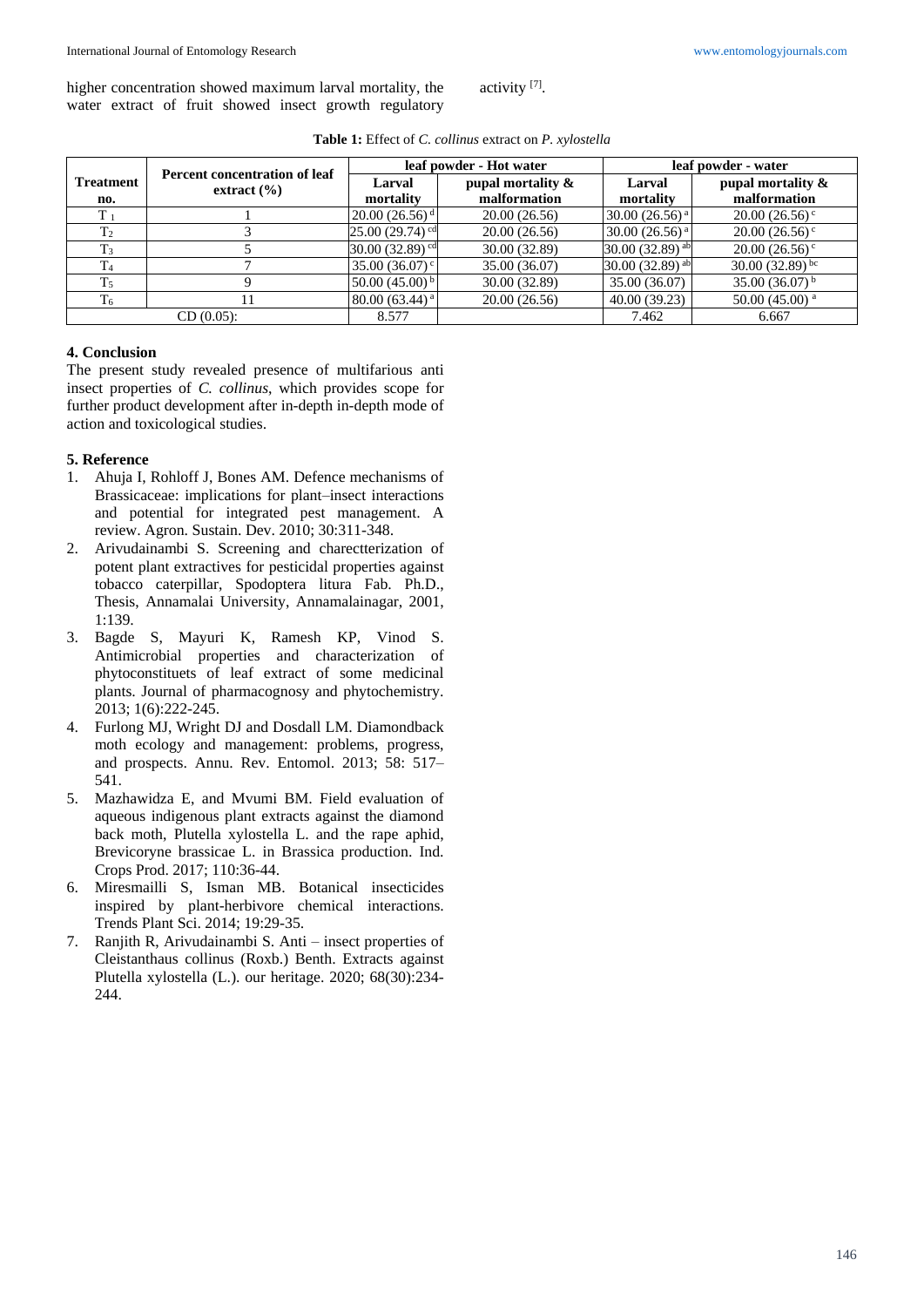higher concentration showed maximum larval mortality, the water extract of fruit showed insect growth regulatory activity [7].

**Table 1:** Effect of *C. collinus* extract on *P. xylostella*

| Treatment no. | Percent concentration of leaf extract (%) | leaf powder - Hot water | | leaf powder - water | |
|---|---|---|---|---|---|
| | | Larval mortality | pupal mortality & malformation | Larval mortality | pupal mortality & malformation |
| $T_1$ | 1 | 20.00 (26.56) [d] | 20.00 (26.56) | 30.00 (26.56) [a] | 20.00 (26.56) [c] |
| $T_2$ | 3 | 25.00 (29.74) [cd] | 20.00 (26.56) | 30.00 (26.56) [a] | 20.00 (26.56) [c] |
| $T_3$ | 5 | 30.00 (32.89) [cd] | 30.00 (32.89) | 30.00 (32.89) [ab] | 20.00 (26.56) [c] |
| $T_4$ | 7 | 35.00 (36.07) [c] | 35.00 (36.07) | 30.00 (32.89) [ab] | 30.00 (32.89) [bc] |
| $T_5$ | 9 | 50.00 (45.00) [b] | 30.00 (32.89) | 35.00 (36.07) | 35.00 (36.07) [b] |
| $T_6$ | 11 | 80.00 (63.44) [a] | 20.00 (26.56) | 40.00 (39.23) | 50.00 (45.00) [a] |
| CD (0.05): | | 8.577 | | 7.462 | 6.667 |

## 4. Conclusion

The present study revealed presence of multifarious anti insect properties of *C. collinus*, which provides scope for further product development after in-depth in-depth mode of action and toxicological studies.

## 5. Reference

1. Ahuja I, Rohloff J, Bones AM. Defence mechanisms of Brassicaceae: implications for plant–insect interactions and potential for integrated pest management. A review. Agron. Sustain. Dev. 2010; 30:311-348.
2. Arivudainambi S. Screening and charectterization of potent plant extractives for pesticidal properties against tobacco caterpillar, Spodoptera litura Fab. Ph.D., Thesis, Annamalai University, Annamalainagar, 2001, 1:139.
3. Bagde S, Mayuri K, Ramesh KP, Vinod S. Antimicrobial properties and characterization of phytoconstituets of leaf extract of some medicinal plants. Journal of pharmacognosy and phytochemistry. 2013; 1(6):222-245.
4. Furlong MJ, Wright DJ and Dosdall LM. Diamondback moth ecology and management: problems, progress, and prospects. Annu. Rev. Entomol. 2013; 58: 517–541.
5. Mazhawidza E, and Mvumi BM. Field evaluation of aqueous indigenous plant extracts against the diamond back moth, Plutella xylostella L. and the rape aphid, Brevicoryne brassicae L. in Brassica production. Ind. Crops Prod. 2017; 110:36-44.
6. Miresmailli S, Isman MB. Botanical insecticides inspired by plant-herbivore chemical interactions. Trends Plant Sci. 2014; 19:29-35.
7. Ranjith R, Arivudainambi S. Anti – insect properties of Cleistanthaus collinus (Roxb.) Benth. Extracts against Plutella xylostella (L.). our heritage. 2020; 68(30):234-244.